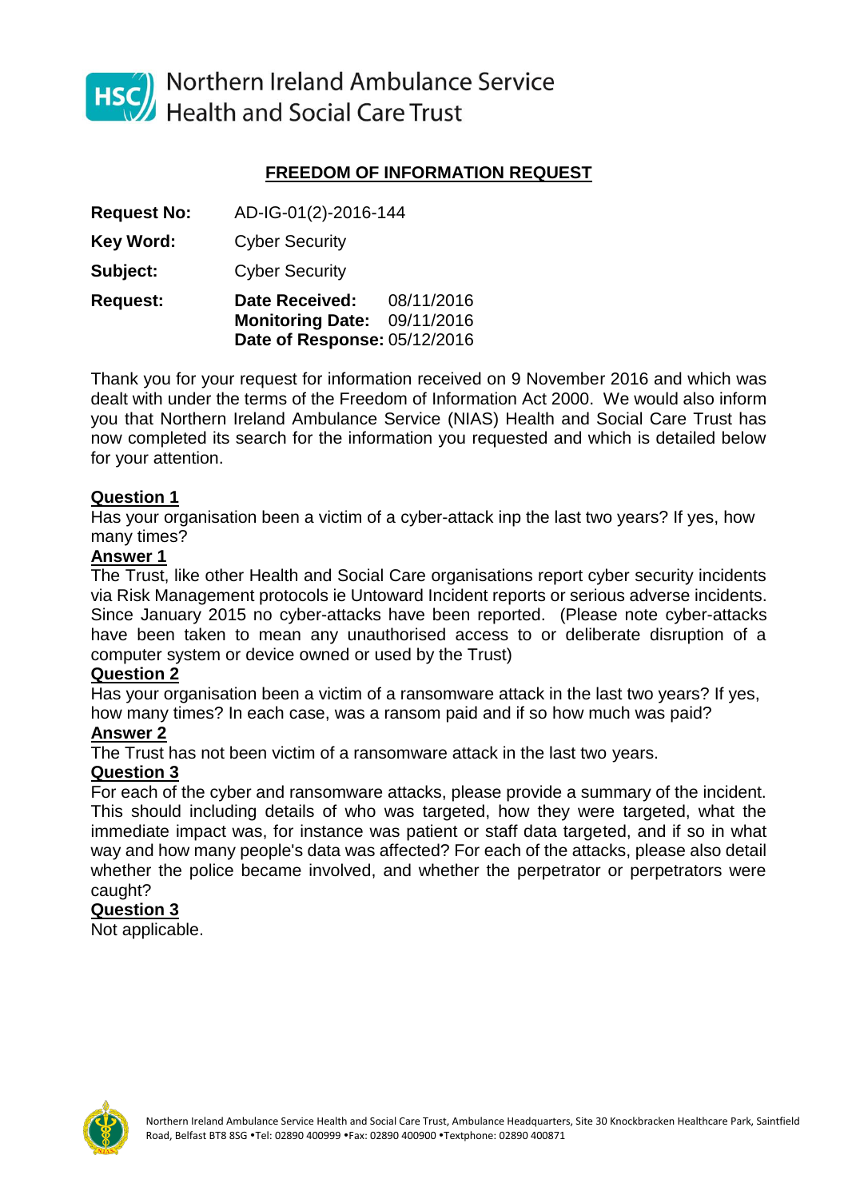Northern Ireland Ambulance Service
Health and Social Care Trust

## FREEDOM OF INFORMATION REQUEST

**Request No:** AD-IG-01(2)-2016-144

**Key Word:** Cyber Security

**Subject:** Cyber Security

**Request:** **Date Received:** 08/11/2016
**Monitoring Date:** 09/11/2016
**Date of Response:** 05/12/2016

Thank you for your request for information received on 9 November 2016 and which was dealt with under the terms of the Freedom of Information Act 2000. We would also inform you that Northern Ireland Ambulance Service (NIAS) Health and Social Care Trust has now completed its search for the information you requested and which is detailed below for your attention.

**Question 1**

Has your organisation been a victim of a cyber-attack inp the last two years? If yes, how many times?

**Answer 1**

The Trust, like other Health and Social Care organisations report cyber security incidents via Risk Management protocols ie Untoward Incident reports or serious adverse incidents. Since January 2015 no cyber-attacks have been reported. (Please note cyber-attacks have been taken to mean any unauthorised access to or deliberate disruption of a computer system or device owned or used by the Trust)

**Question 2**

Has your organisation been a victim of a ransomware attack in the last two years? If yes, how many times? In each case, was a ransom paid and if so how much was paid?

**Answer 2**

The Trust has not been victim of a ransomware attack in the last two years.

**Question 3**

For each of the cyber and ransomware attacks, please provide a summary of the incident. This should including details of who was targeted, how they were targeted, what the immediate impact was, for instance was patient or staff data targeted, and if so in what way and how many people's data was affected? For each of the attacks, please also detail whether the police became involved, and whether the perpetrator or perpetrators were caught?

**Question 3**

Not applicable.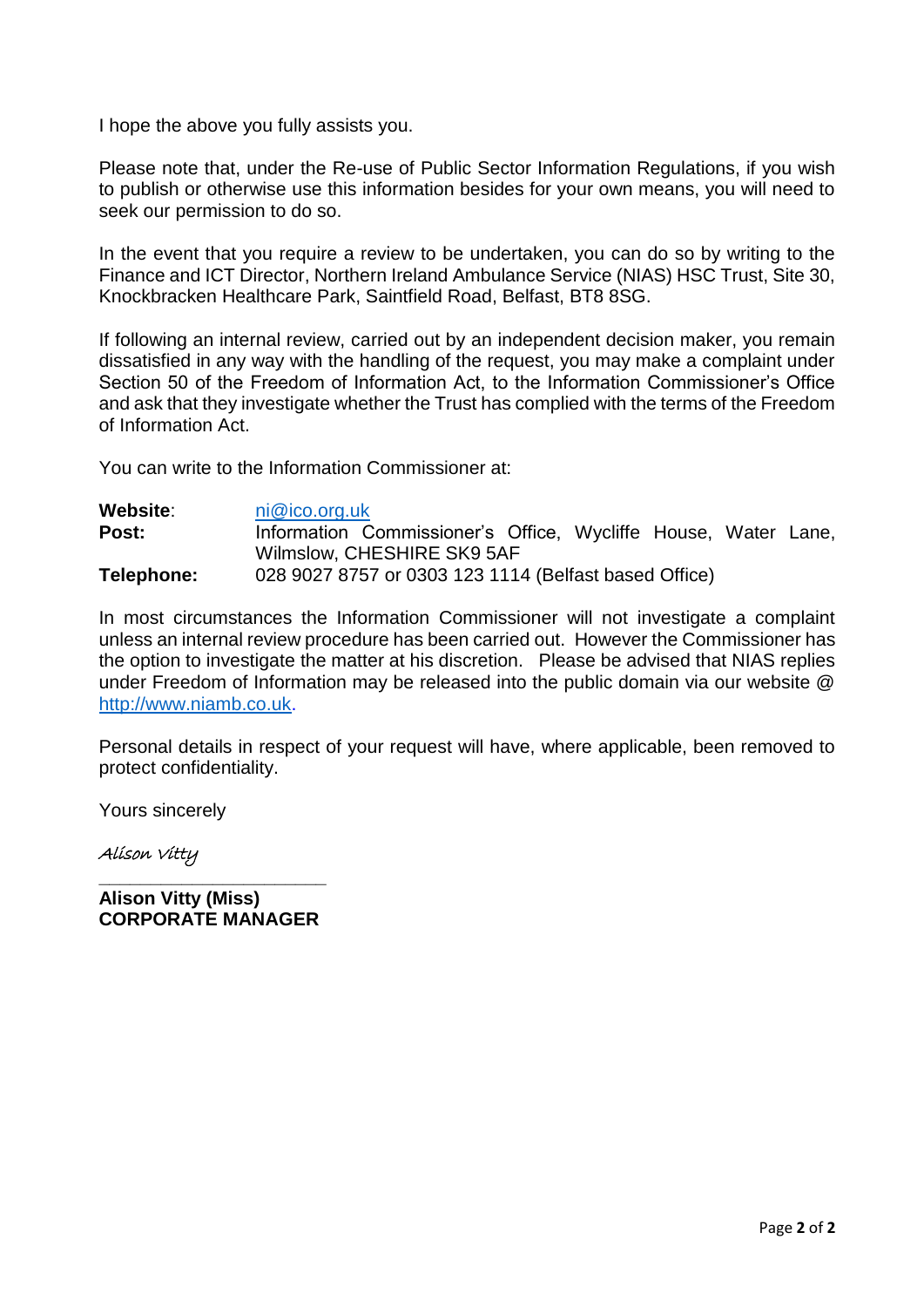I hope the above you fully assists you.

Please note that, under the Re-use of Public Sector Information Regulations, if you wish to publish or otherwise use this information besides for your own means, you will need to seek our permission to do so.

In the event that you require a review to be undertaken, you can do so by writing to the Finance and ICT Director, Northern Ireland Ambulance Service (NIAS) HSC Trust, Site 30, Knockbracken Healthcare Park, Saintfield Road, Belfast, BT8 8SG.

If following an internal review, carried out by an independent decision maker, you remain dissatisfied in any way with the handling of the request, you may make a complaint under Section 50 of the Freedom of Information Act, to the Information Commissioner's Office and ask that they investigate whether the Trust has complied with the terms of the Freedom of Information Act.

You can write to the Information Commissioner at:

| | |
|---|---|
| **Website**: | ni@ico.org.uk |
| **Post:** | Information Commissioner's Office, Wycliffe House, Water Lane, Wilmslow, CHESHIRE SK9 5AF |
| **Telephone:** | 028 9027 8757 or 0303 123 1114 (Belfast based Office) |

In most circumstances the Information Commissioner will not investigate a complaint unless an internal review procedure has been carried out. However the Commissioner has the option to investigate the matter at his discretion. Please be advised that NIAS replies under Freedom of Information may be released into the public domain via our website @ http://www.niamb.co.uk.

Personal details in respect of your request will have, where applicable, been removed to protect confidentiality.

Yours sincerely

*Alison Vitty*

\_\_\_\_\_\_\_\_\_\_\_\_\_\_\_\_\_\_\_\_\_\_\_\_

**Alison Vitty (Miss)**
**CORPORATE MANAGER**